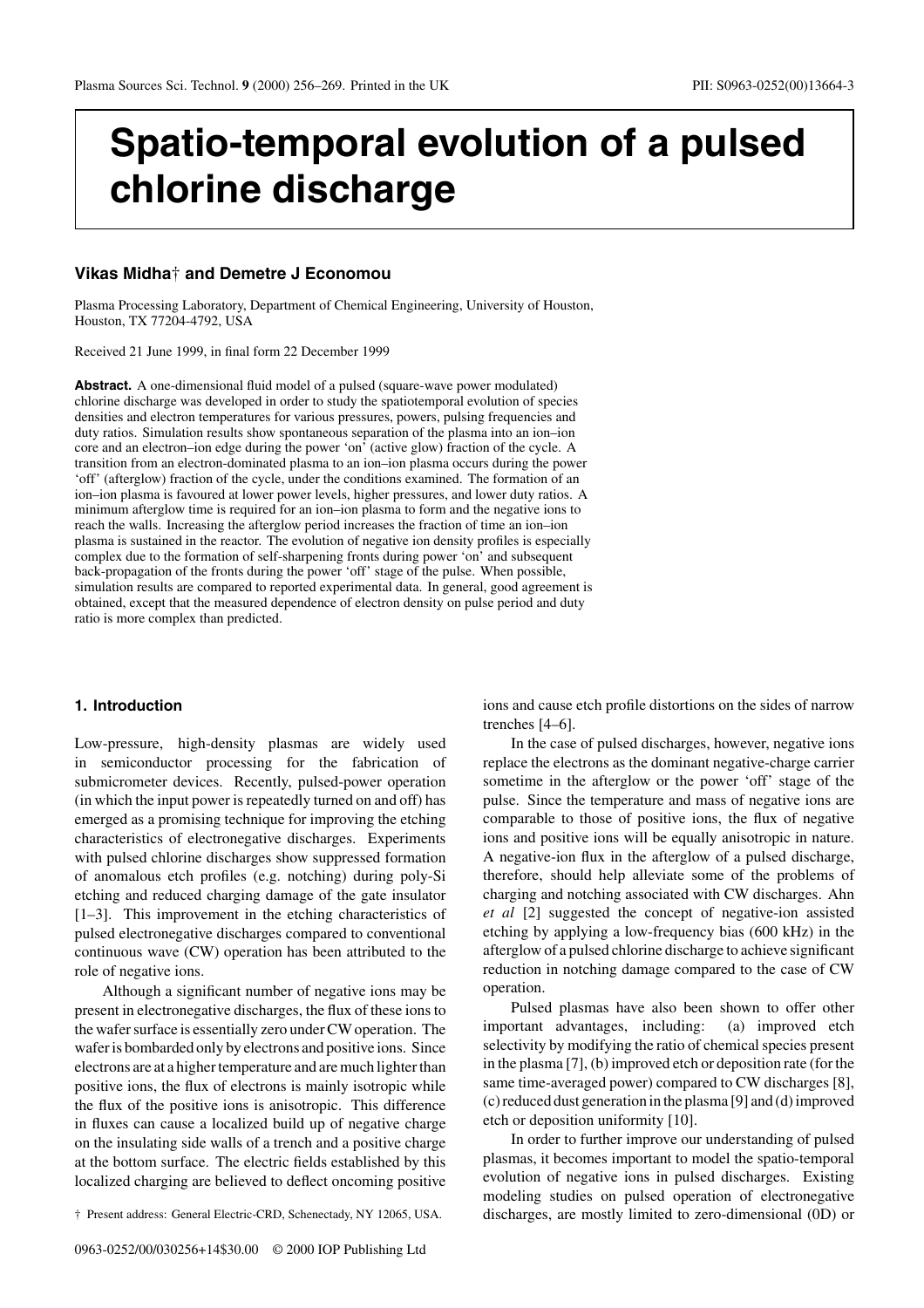# Spatio-temporal evolution of a pulsed chlorine discharge

**Vikas Midha† and Demetre J Economou**

Plasma Processing Laboratory, Department of Chemical Engineering, University of Houston, Houston, TX 77204-4792, USA

Received 21 June 1999, in final form 22 December 1999

**Abstract.** A one-dimensional fluid model of a pulsed (square-wave power modulated) chlorine discharge was developed in order to study the spatiotemporal evolution of species densities and electron temperatures for various pressures, powers, pulsing frequencies and duty ratios. Simulation results show spontaneous separation of the plasma into an ion–ion core and an electron–ion edge during the power 'on' (active glow) fraction of the cycle. A transition from an electron-dominated plasma to an ion–ion plasma occurs during the power 'off' (afterglow) fraction of the cycle, under the conditions examined. The formation of an ion–ion plasma is favoured at lower power levels, higher pressures, and lower duty ratios. A minimum afterglow time is required for an ion–ion plasma to form and the negative ions to reach the walls. Increasing the afterglow period increases the fraction of time an ion–ion plasma is sustained in the reactor. The evolution of negative ion density profiles is especially complex due to the formation of self-sharpening fronts during power 'on' and subsequent back-propagation of the fronts during the power 'off' stage of the pulse. When possible, simulation results are compared to reported experimental data. In general, good agreement is obtained, except that the measured dependence of electron density on pulse period and duty ratio is more complex than predicted.

## 1. Introduction

Low-pressure, high-density plasmas are widely used in semiconductor processing for the fabrication of submicrometer devices. Recently, pulsed-power operation (in which the input power is repeatedly turned on and off) has emerged as a promising technique for improving the etching characteristics of electronegative discharges. Experiments with pulsed chlorine discharges show suppressed formation of anomalous etch profiles (e.g. notching) during poly-Si etching and reduced charging damage of the gate insulator [1–3]. This improvement in the etching characteristics of pulsed electronegative discharges compared to conventional continuous wave (CW) operation has been attributed to the role of negative ions.

Although a significant number of negative ions may be present in electronegative discharges, the flux of these ions to the wafer surface is essentially zero under CW operation. The wafer is bombarded only by electrons and positive ions. Since electrons are at a higher temperature and are much lighter than positive ions, the flux of electrons is mainly isotropic while the flux of the positive ions is anisotropic. This difference in fluxes can cause a localized build up of negative charge on the insulating side walls of a trench and a positive charge at the bottom surface. The electric fields established by this localized charging are believed to deflect oncoming positive ions and cause etch profile distortions on the sides of narrow trenches [4–6].

In the case of pulsed discharges, however, negative ions replace the electrons as the dominant negative-charge carrier sometime in the afterglow or the power 'off' stage of the pulse. Since the temperature and mass of negative ions are comparable to those of positive ions, the flux of negative ions and positive ions will be equally anisotropic in nature. A negative-ion flux in the afterglow of a pulsed discharge, therefore, should help alleviate some of the problems of charging and notching associated with CW discharges. Ahn *et al* [2] suggested the concept of negative-ion assisted etching by applying a low-frequency bias (600 kHz) in the afterglow of a pulsed chlorine discharge to achieve significant reduction in notching damage compared to the case of CW operation.

Pulsed plasmas have also been shown to offer other important advantages, including: (a) improved etch selectivity by modifying the ratio of chemical species present in the plasma [7], (b) improved etch or deposition rate (for the same time-averaged power) compared to CW discharges [8], (c) reduced dust generation in the plasma [9] and (d) improved etch or deposition uniformity [10].

In order to further improve our understanding of pulsed plasmas, it becomes important to model the spatio-temporal evolution of negative ions in pulsed discharges. Existing modeling studies on pulsed operation of electronegative discharges, are mostly limited to zero-dimensional (0D) or

† Present address: General Electric-CRD, Schenectady, NY 12065, USA.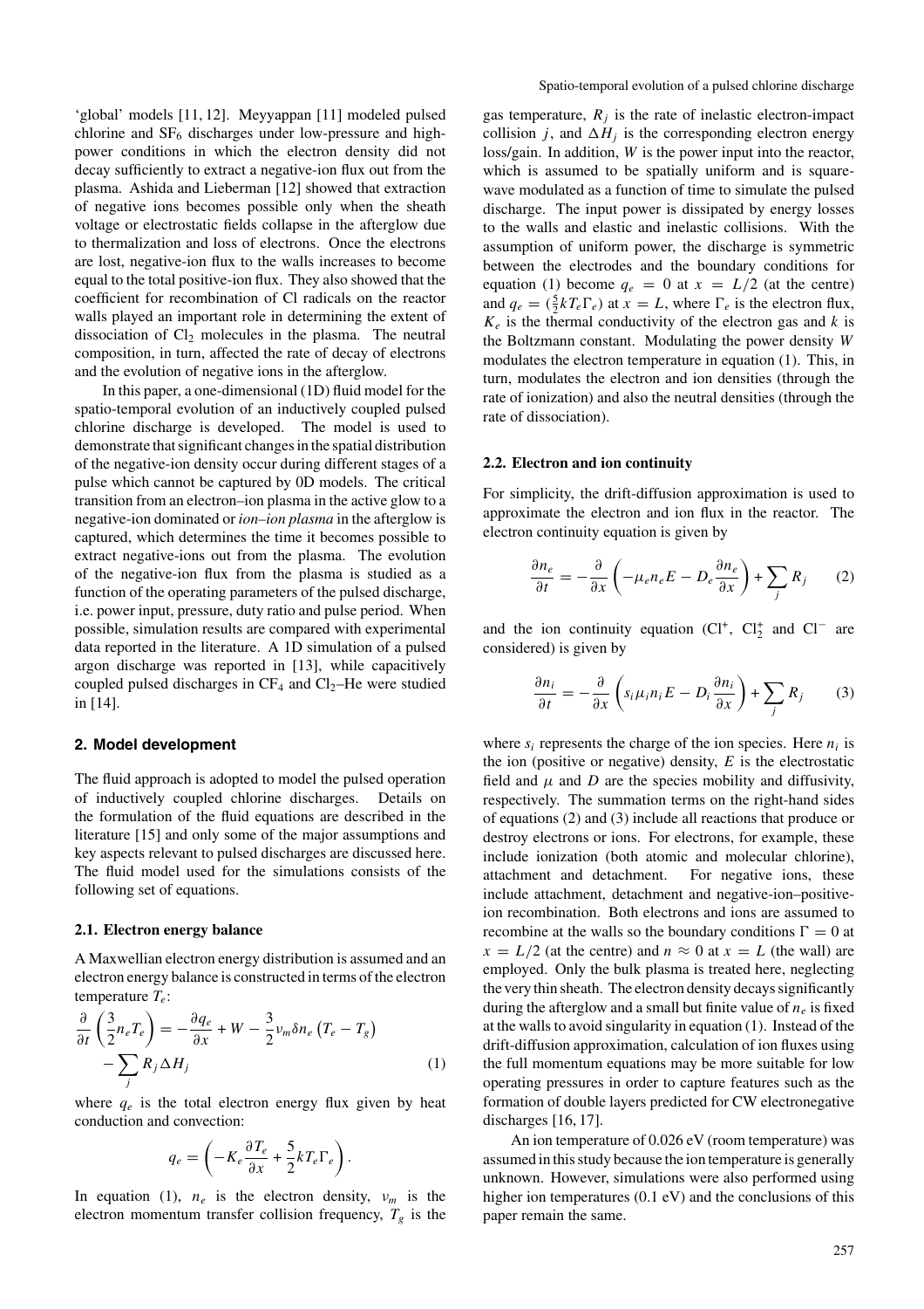'global' models [11, 12]. Meyyappan [11] modeled pulsed chlorine and $SF_6$ discharges under low-pressure and high-power conditions in which the electron density did not decay sufficiently to extract a negative-ion flux out from the plasma. Ashida and Lieberman [12] showed that extraction of negative ions becomes possible only when the sheath voltage or electrostatic fields collapse in the afterglow due to thermalization and loss of electrons. Once the electrons are lost, negative-ion flux to the walls increases to become equal to the total positive-ion flux. They also showed that the coefficient for recombination of Cl radicals on the reactor walls played an important role in determining the extent of dissociation of $Cl_2$ molecules in the plasma. The neutral composition, in turn, affected the rate of decay of electrons and the evolution of negative ions in the afterglow.

In this paper, a one-dimensional (1D) fluid model for the spatio-temporal evolution of an inductively coupled pulsed chlorine discharge is developed. The model is used to demonstrate that significant changes in the spatial distribution of the negative-ion density occur during different stages of a pulse which cannot be captured by 0D models. The critical transition from an electron–ion plasma in the active glow to a negative-ion dominated or *ion–ion plasma* in the afterglow is captured, which determines the time it becomes possible to extract negative-ions out from the plasma. The evolution of the negative-ion flux from the plasma is studied as a function of the operating parameters of the pulsed discharge, i.e. power input, pressure, duty ratio and pulse period. When possible, simulation results are compared with experimental data reported in the literature. A 1D simulation of a pulsed argon discharge was reported in [13], while capacitively coupled pulsed discharges in $CF_4$ and $Cl_2$–He were studied in [14].

## 2. Model development

The fluid approach is adopted to model the pulsed operation of inductively coupled chlorine discharges. Details on the formulation of the fluid equations are described in the literature [15] and only some of the major assumptions and key aspects relevant to pulsed discharges are discussed here. The fluid model used for the simulations consists of the following set of equations.

### 2.1. Electron energy balance

A Maxwellian electron energy distribution is assumed and an electron energy balance is constructed in terms of the electron temperature $T_e$:

$$\frac{\partial}{\partial t}\left(\frac{3}{2}n_e T_e\right) = -\frac{\partial q_e}{\partial x} + W - \frac{3}{2}\nu_m \delta n_e \left(T_e - T_g\right) - \sum_j R_j \Delta H_j \qquad (1)$$

where $q_e$ is the total electron energy flux given by heat conduction and convection:

$$q_e = \left(-K_e \frac{\partial T_e}{\partial x} + \frac{5}{2}kT_e\Gamma_e\right).$$

In equation (1), $n_e$ is the electron density, $\nu_m$ is the electron momentum transfer collision frequency, $T_g$ is the gas temperature, $R_j$ is the rate of inelastic electron-impact collision $j$, and $\Delta H_j$ is the corresponding electron energy loss/gain. In addition, $W$ is the power input into the reactor, which is assumed to be spatially uniform and is square-wave modulated as a function of time to simulate the pulsed discharge. The input power is dissipated by energy losses to the walls and elastic and inelastic collisions. With the assumption of uniform power, the discharge is symmetric between the electrodes and the boundary conditions for equation (1) become $q_e = 0$ at $x = L/2$ (at the centre) and $q_e = (\frac{5}{2}kT_e\Gamma_e)$ at $x = L$, where $\Gamma_e$ is the electron flux, $K_e$ is the thermal conductivity of the electron gas and $k$ is the Boltzmann constant. Modulating the power density $W$ modulates the electron temperature in equation (1). This, in turn, modulates the electron and ion densities (through the rate of ionization) and also the neutral densities (through the rate of dissociation).

### 2.2. Electron and ion continuity

For simplicity, the drift-diffusion approximation is used to approximate the electron and ion flux in the reactor. The electron continuity equation is given by

$$\frac{\partial n_e}{\partial t} = -\frac{\partial}{\partial x}\left(-\mu_e n_e E - D_e \frac{\partial n_e}{\partial x}\right) + \sum_j R_j \qquad (2)$$

and the ion continuity equation ($Cl^+$, $Cl_2^+$ and $Cl^-$ are considered) is given by

$$\frac{\partial n_i}{\partial t} = -\frac{\partial}{\partial x}\left(s_i \mu_i n_i E - D_i \frac{\partial n_i}{\partial x}\right) + \sum_j R_j \qquad (3)$$

where $s_i$ represents the charge of the ion species. Here $n_i$ is the ion (positive or negative) density, $E$ is the electrostatic field and $\mu$ and $D$ are the species mobility and diffusivity, respectively. The summation terms on the right-hand sides of equations (2) and (3) include all reactions that produce or destroy electrons or ions. For electrons, for example, these include ionization (both atomic and molecular chlorine), attachment and detachment. For negative ions, these include attachment, detachment and negative-ion–positive-ion recombination. Both electrons and ions are assumed to recombine at the walls so the boundary conditions $\Gamma = 0$ at $x = L/2$ (at the centre) and $n \approx 0$ at $x = L$ (the wall) are employed. Only the bulk plasma is treated here, neglecting the very thin sheath. The electron density decays significantly during the afterglow and a small but finite value of $n_e$ is fixed at the walls to avoid singularity in equation (1). Instead of the drift-diffusion approximation, calculation of ion fluxes using the full momentum equations may be more suitable for low operating pressures in order to capture features such as the formation of double layers predicted for CW electronegative discharges [16, 17].

An ion temperature of 0.026 eV (room temperature) was assumed in this study because the ion temperature is generally unknown. However, simulations were also performed using higher ion temperatures (0.1 eV) and the conclusions of this paper remain the same.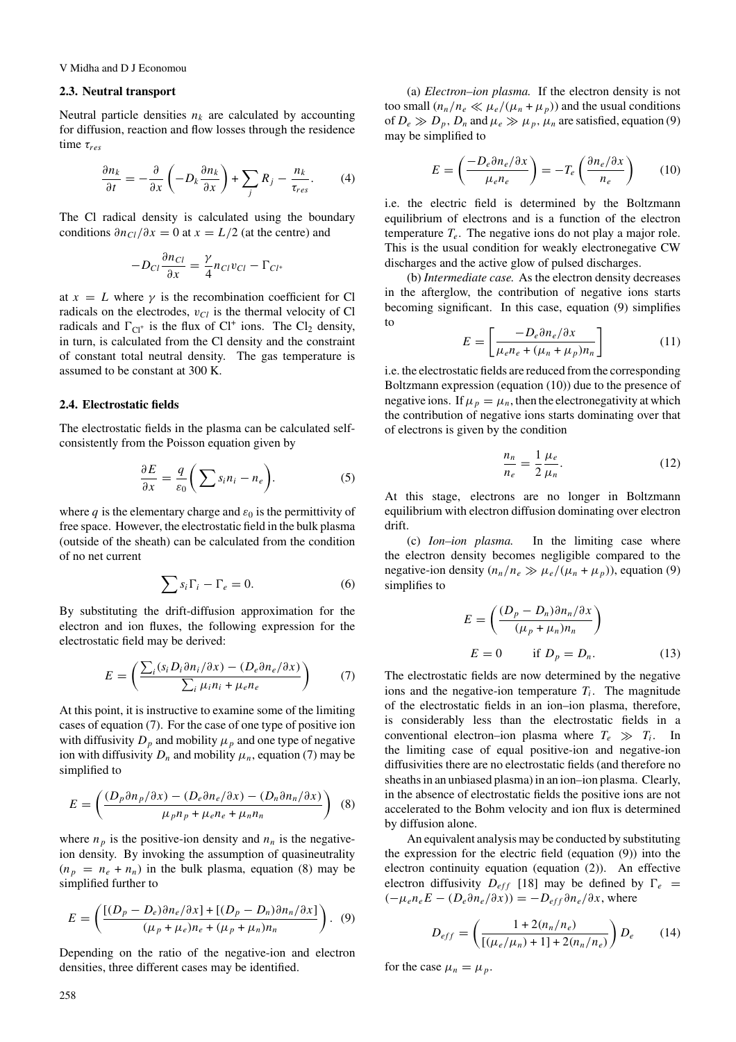### 2.3. Neutral transport

Neutral particle densities $n_k$ are calculated by accounting for diffusion, reaction and flow losses through the residence time $\tau_{res}$

$$\frac{\partial n_k}{\partial t} = -\frac{\partial}{\partial x}\left(-D_k \frac{\partial n_k}{\partial x}\right) + \sum_j R_j - \frac{n_k}{\tau_{res}}. \qquad (4)$$

The Cl radical density is calculated using the boundary conditions $\partial n_{Cl}/\partial x = 0$ at $x = L/2$ (at the centre) and

$$-D_{Cl}\frac{\partial n_{Cl}}{\partial x} = \frac{\gamma}{4} n_{Cl} v_{Cl} - \Gamma_{Cl^+}$$

at $x = L$ where $\gamma$ is the recombination coefficient for Cl radicals on the electrodes, $v_{Cl}$ is the thermal velocity of Cl radicals and $\Gamma_{Cl^+}$ is the flux of $Cl^+$ ions. The $Cl_2$ density, in turn, is calculated from the Cl density and the constraint of constant total neutral density. The gas temperature is assumed to be constant at 300 K.

### 2.4. Electrostatic fields

The electrostatic fields in the plasma can be calculated self-consistently from the Poisson equation given by

$$\frac{\partial E}{\partial x} = \frac{q}{\varepsilon_0}\left(\sum s_i n_i - n_e\right). \qquad (5)$$

where $q$ is the elementary charge and $\varepsilon_0$ is the permittivity of free space. However, the electrostatic field in the bulk plasma (outside of the sheath) can be calculated from the condition of no net current

$$\sum s_i \Gamma_i - \Gamma_e = 0. \qquad (6)$$

By substituting the drift-diffusion approximation for the electron and ion fluxes, the following expression for the electrostatic field may be derived:

$$E = \left(\frac{\sum_i (s_i D_i \partial n_i/\partial x) - (D_e \partial n_e/\partial x)}{\sum_i \mu_i n_i + \mu_e n_e}\right) \qquad (7)$$

At this point, it is instructive to examine some of the limiting cases of equation (7). For the case of one type of positive ion with diffusivity $D_p$ and mobility $\mu_p$ and one type of negative ion with diffusivity $D_n$ and mobility $\mu_n$, equation (7) may be simplified to

$$E = \left(\frac{(D_p \partial n_p/\partial x) - (D_e \partial n_e/\partial x) - (D_n \partial n_n/\partial x)}{\mu_p n_p + \mu_e n_e + \mu_n n_n}\right) \qquad (8)$$

where $n_p$ is the positive-ion density and $n_n$ is the negative-ion density. By invoking the assumption of quasineutrality ($n_p = n_e + n_n$) in the bulk plasma, equation (8) may be simplified further to

$$E = \left(\frac{[(D_p - D_e)\partial n_e/\partial x] + [(D_p - D_n)\partial n_n/\partial x]}{(\mu_p + \mu_e)n_e + (\mu_p + \mu_n)n_n}\right). \qquad (9)$$

Depending on the ratio of the negative-ion and electron densities, three different cases may be identified.

(a) *Electron–ion plasma.* If the electron density is not too small ($n_n/n_e \ll \mu_e/(\mu_n + \mu_p)$) and the usual conditions of $D_e \gg D_p$, $D_n$ and $\mu_e \gg \mu_p$, $\mu_n$ are satisfied, equation (9) may be simplified to

$$E = \left(\frac{-D_e \partial n_e/\partial x}{\mu_e n_e}\right) = -T_e\left(\frac{\partial n_e/\partial x}{n_e}\right) \qquad (10)$$

i.e. the electric field is determined by the Boltzmann equilibrium of electrons and is a function of the electron temperature $T_e$. The negative ions do not play a major role. This is the usual condition for weakly electronegative CW discharges and the active glow of pulsed discharges.

(b) *Intermediate case.* As the electron density decreases in the afterglow, the contribution of negative ions starts becoming significant. In this case, equation (9) simplifies to

$$E = \left[\frac{-D_e \partial n_e/\partial x}{\mu_e n_e + (\mu_n + \mu_p)n_n}\right] \qquad (11)$$

i.e. the electrostatic fields are reduced from the corresponding Boltzmann expression (equation (10)) due to the presence of negative ions. If $\mu_p = \mu_n$, then the electronegativity at which the contribution of negative ions starts dominating over that of electrons is given by the condition

$$\frac{n_n}{n_e} = \frac{1}{2}\frac{\mu_e}{\mu_n}. \qquad (12)$$

At this stage, electrons are no longer in Boltzmann equilibrium with electron diffusion dominating over electron drift.

(c) *Ion–ion plasma.* In the limiting case where the electron density becomes negligible compared to the negative-ion density ($n_n/n_e \gg \mu_e/(\mu_n + \mu_p)$), equation (9) simplifies to

$$E = \left(\frac{(D_p - D_n)\partial n_n/\partial x}{(\mu_p + \mu_n)n_n}\right)$$

$$E = 0 \qquad \text{if } D_p = D_n. \qquad (13)$$

The electrostatic fields are now determined by the negative ions and the negative-ion temperature $T_i$. The magnitude of the electrostatic fields in an ion–ion plasma, therefore, is considerably less than the electrostatic fields in a conventional electron–ion plasma where $T_e \gg T_i$. In the limiting case of equal positive-ion and negative-ion diffusivities there are no electrostatic fields (and therefore no sheaths in an unbiased plasma) in an ion–ion plasma. Clearly, in the absence of electrostatic fields the positive ions are not accelerated to the Bohm velocity and ion flux is determined by diffusion alone.

An equivalent analysis may be conducted by substituting the expression for the electric field (equation (9)) into the electron continuity equation (equation (2)). An effective electron diffusivity $D_{eff}$ [18] may be defined by $\Gamma_e = (-\mu_e n_e E - (D_e \partial n_e/\partial x)) = -D_{eff}\partial n_e/\partial x$, where

$$D_{eff} = \left(\frac{1 + 2(n_n/n_e)}{[(\mu_e/\mu_n) + 1] + 2(n_n/n_e)}\right) D_e \qquad (14)$$

for the case $\mu_n = \mu_p$.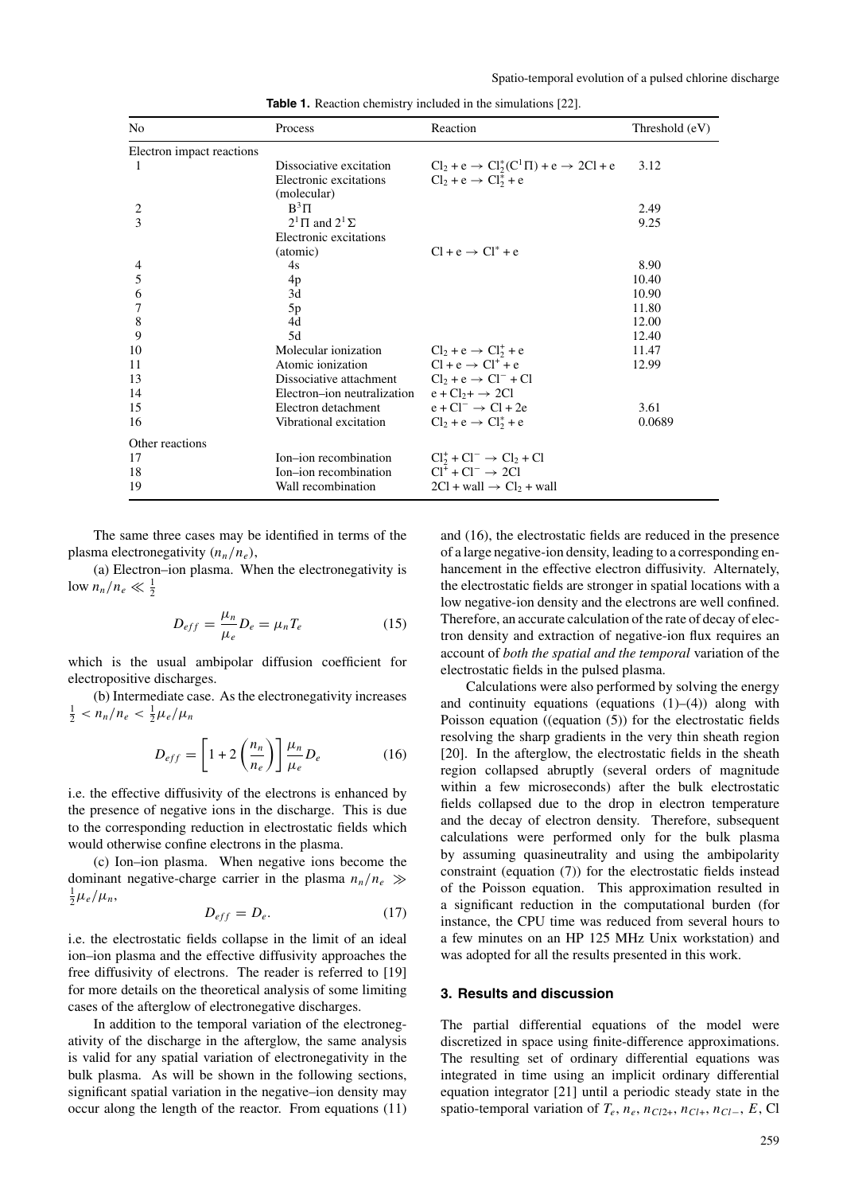**Table 1.** Reaction chemistry included in the simulations [22].

| No | Process | Reaction | Threshold (eV) |
|---|---|---|---|
| Electron impact reactions | | | |
| 1 | Dissociative excitation | $Cl_2 + e \rightarrow Cl_2^*(C^1\Pi) + e \rightarrow 2Cl + e$ | 3.12 |
| | Electronic excitations (molecular) | $Cl_2 + e \rightarrow Cl_2^* + e$ | |
| 2 | $B^3\Pi$ | | 2.49 |
| 3 | $2^1\Pi$ and $2^1\Sigma$ | | 9.25 |
| | Electronic excitations (atomic) | $Cl + e \rightarrow Cl^* + e$ | |
| 4 | 4s | | 8.90 |
| 5 | 4p | | 10.40 |
| 6 | 3d | | 10.90 |
| 7 | 5p | | 11.80 |
| 8 | 4d | | 12.00 |
| 9 | 5d | | 12.40 |
| 10 | Molecular ionization | $Cl_2 + e \rightarrow Cl_2^+ + e$ | 11.47 |
| 11 | Atomic ionization | $Cl + e \rightarrow Cl^+ + e$ | 12.99 |
| 13 | Dissociative attachment | $Cl_2 + e \rightarrow Cl^- + Cl$ | |
| 14 | Electron–ion neutralization | $e + Cl_2+ \rightarrow 2Cl$ | |
| 15 | Electron detachment | $e + Cl^- \rightarrow Cl + 2e$ | 3.61 |
| 16 | Vibrational excitation | $Cl_2 + e \rightarrow Cl_2^* + e$ | 0.0689 |
| Other reactions | | | |
| 17 | Ion–ion recombination | $Cl_2^+ + Cl^- \rightarrow Cl_2 + Cl$ | |
| 18 | Ion–ion recombination | $Cl^+ + Cl^- \rightarrow 2Cl$ | |
| 19 | Wall recombination | $2Cl + wall \rightarrow Cl_2 + wall$ | |

The same three cases may be identified in terms of the plasma electronegativity ($n_n/n_e$),

(a) Electron–ion plasma. When the electronegativity is low $n_n/n_e \ll \frac{1}{2}$

$$D_{eff} = \frac{\mu_n}{\mu_e} D_e = \mu_n T_e \tag{15}$$

which is the usual ambipolar diffusion coefficient for electropositive discharges.

(b) Intermediate case. As the electronegativity increases $\frac{1}{2} < n_n/n_e < \frac{1}{2}\mu_e/\mu_n$

$$D_{eff} = \left[1 + 2\left(\frac{n_n}{n_e}\right)\right] \frac{\mu_n}{\mu_e} D_e \tag{16}$$

i.e. the effective diffusivity of the electrons is enhanced by the presence of negative ions in the discharge. This is due to the corresponding reduction in electrostatic fields which would otherwise confine electrons in the plasma.

(c) Ion–ion plasma. When negative ions become the dominant negative-charge carrier in the plasma $n_n/n_e \gg \frac{1}{2}\mu_e/\mu_n$,

$$D_{eff} = D_e. \tag{17}$$

i.e. the electrostatic fields collapse in the limit of an ideal ion–ion plasma and the effective diffusivity approaches the free diffusivity of electrons. The reader is referred to [19] for more details on the theoretical analysis of some limiting cases of the afterglow of electronegative discharges.

In addition to the temporal variation of the electronegativity of the discharge in the afterglow, the same analysis is valid for any spatial variation of electronegativity in the bulk plasma. As will be shown in the following sections, significant spatial variation in the negative–ion density may occur along the length of the reactor. From equations (11) and (16), the electrostatic fields are reduced in the presence of a large negative-ion density, leading to a corresponding enhancement in the effective electron diffusivity. Alternately, the electrostatic fields are stronger in spatial locations with a low negative-ion density and the electrons are well confined. Therefore, an accurate calculation of the rate of decay of electron density and extraction of negative-ion flux requires an account of *both the spatial and the temporal* variation of the electrostatic fields in the pulsed plasma.

Calculations were also performed by solving the energy and continuity equations (equations (1)–(4)) along with Poisson equation ((equation (5)) for the electrostatic fields resolving the sharp gradients in the very thin sheath region [20]. In the afterglow, the electrostatic fields in the sheath region collapsed abruptly (several orders of magnitude within a few microseconds) after the bulk electrostatic fields collapsed due to the drop in electron temperature and the decay of electron density. Therefore, subsequent calculations were performed only for the bulk plasma by assuming quasineutrality and using the ambipolarity constraint (equation (7)) for the electrostatic fields instead of the Poisson equation. This approximation resulted in a significant reduction in the computational burden (for instance, the CPU time was reduced from several hours to a few minutes on an HP 125 MHz Unix workstation) and was adopted for all the results presented in this work.

## 3. Results and discussion

The partial differential equations of the model were discretized in space using finite-difference approximations. The resulting set of ordinary differential equations was integrated in time using an implicit ordinary differential equation integrator [21] until a periodic steady state in the spatio-temporal variation of $T_e$, $n_e$, $n_{Cl2+}$, $n_{Cl+}$, $n_{Cl-}$, $E$, Cl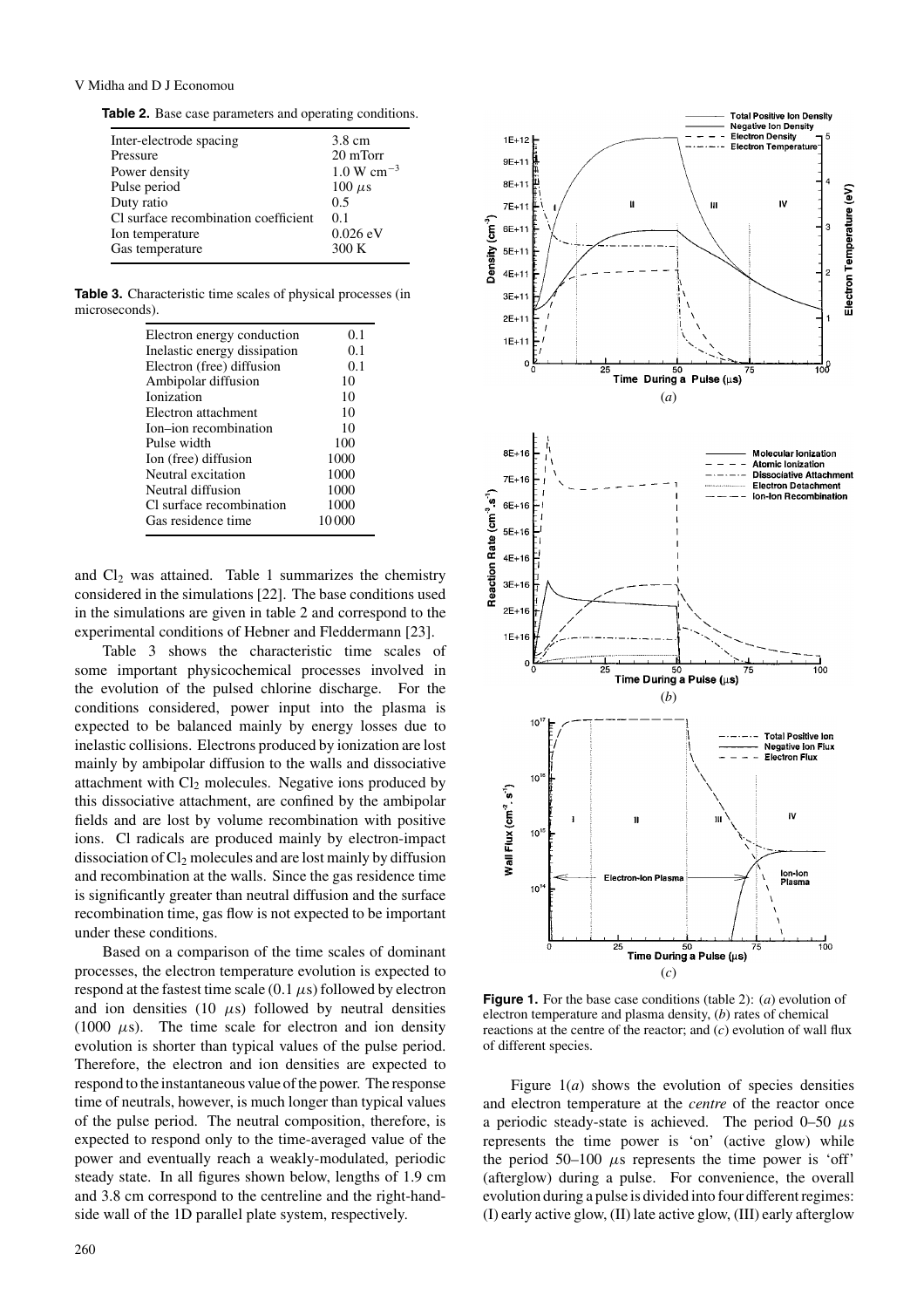**Table 2.** Base case parameters and operating conditions.

| | |
|---|---|
| Inter-electrode spacing | 3.8 cm |
| Pressure | 20 mTorr |
| Power density | 1.0 W $cm^{-3}$ |
| Pulse period | 100 $\mu$s |
| Duty ratio | 0.5 |
| Cl surface recombination coefficient | 0.1 |
| Ion temperature | 0.026 eV |
| Gas temperature | 300 K |

**Table 3.** Characteristic time scales of physical processes (in microseconds).

| | |
|---|---|
| Electron energy conduction | 0.1 |
| Inelastic energy dissipation | 0.1 |
| Electron (free) diffusion | 0.1 |
| Ambipolar diffusion | 10 |
| Ionization | 10 |
| Electron attachment | 10 |
| Ion–ion recombination | 10 |
| Pulse width | 100 |
| Ion (free) diffusion | 1000 |
| Neutral excitation | 1000 |
| Neutral diffusion | 1000 |
| Cl surface recombination | 1000 |
| Gas residence time | 10 000 |

and $Cl_2$ was attained. Table 1 summarizes the chemistry considered in the simulations [22]. The base conditions used in the simulations are given in table 2 and correspond to the experimental conditions of Hebner and Fleddermann [23].

Table 3 shows the characteristic time scales of some important physicochemical processes involved in the evolution of the pulsed chlorine discharge. For the conditions considered, power input into the plasma is expected to be balanced mainly by energy losses due to inelastic collisions. Electrons produced by ionization are lost mainly by ambipolar diffusion to the walls and dissociative attachment with $Cl_2$ molecules. Negative ions produced by this dissociative attachment, are confined by the ambipolar fields and are lost by volume recombination with positive ions. Cl radicals are produced mainly by electron-impact dissociation of $Cl_2$ molecules and are lost mainly by diffusion and recombination at the walls. Since the gas residence time is significantly greater than neutral diffusion and the surface recombination time, gas flow is not expected to be important under these conditions.

Based on a comparison of the time scales of dominant processes, the electron temperature evolution is expected to respond at the fastest time scale (0.1 $\mu$s) followed by electron and ion densities (10 $\mu$s) followed by neutral densities (1000 $\mu$s). The time scale for electron and ion density evolution is shorter than typical values of the pulse period. Therefore, the electron and ion densities are expected to respond to the instantaneous value of the power. The response time of neutrals, however, is much longer than typical values of the pulse period. The neutral composition, therefore, is expected to respond only to the time-averaged value of the power and eventually reach a weakly-modulated, periodic steady state. In all figures shown below, lengths of 1.9 cm and 3.8 cm correspond to the centreline and the right-hand-side wall of the 1D parallel plate system, respectively.

**Figure 1.** For the base case conditions (table 2): (*a*) evolution of electron temperature and plasma density, (*b*) rates of chemical reactions at the centre of the reactor; and (*c*) evolution of wall flux of different species.

Figure 1(*a*) shows the evolution of species densities and electron temperature at the *centre* of the reactor once a periodic steady-state is achieved. The period 0–50 $\mu$s represents the time power is 'on' (active glow) while the period 50–100 $\mu$s represents the time power is 'off' (afterglow) during a pulse. For convenience, the overall evolution during a pulse is divided into four different regimes: (I) early active glow, (II) late active glow, (III) early afterglow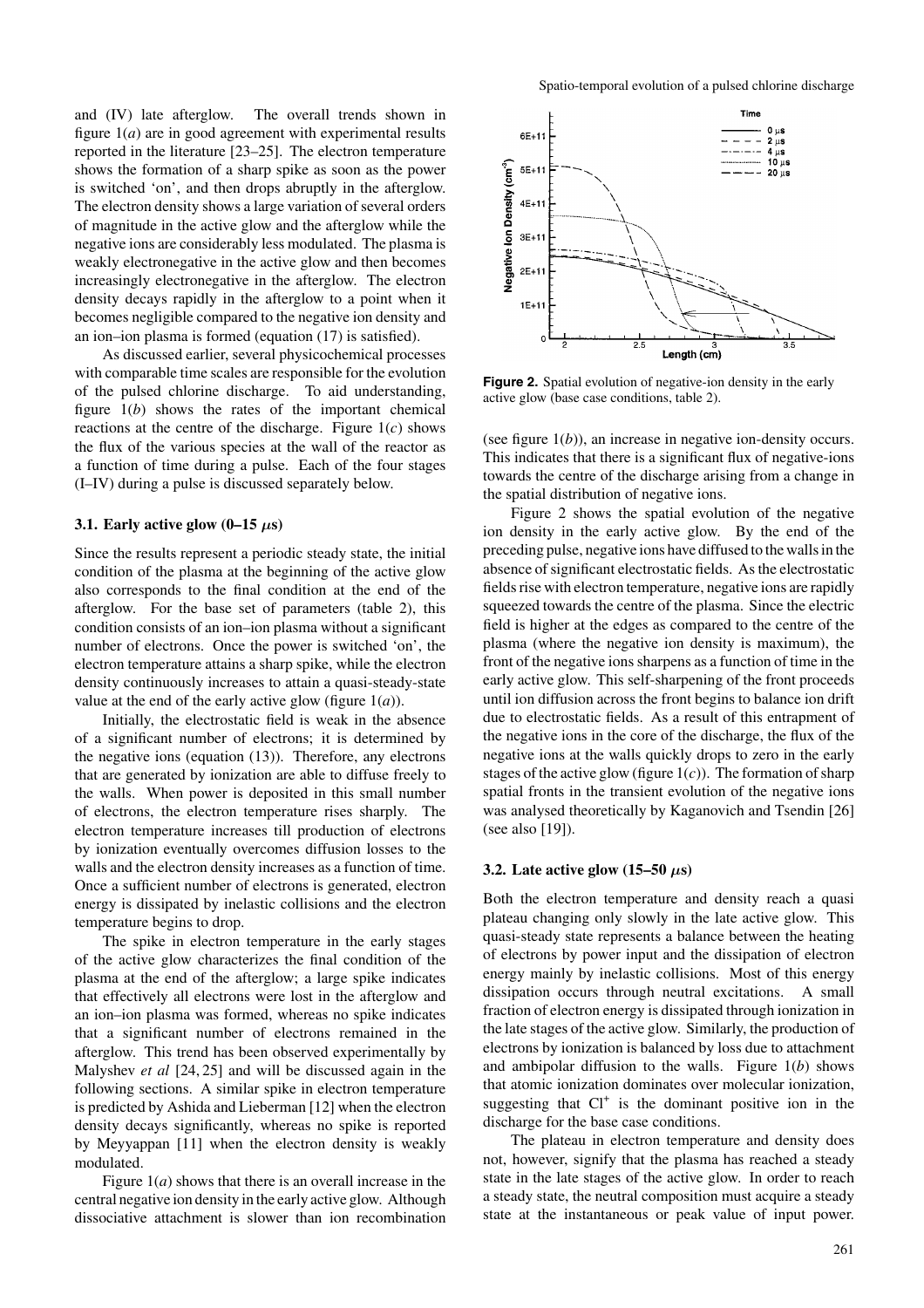and (IV) late afterglow. The overall trends shown in figure 1(*a*) are in good agreement with experimental results reported in the literature [23–25]. The electron temperature shows the formation of a sharp spike as soon as the power is switched 'on', and then drops abruptly in the afterglow. The electron density shows a large variation of several orders of magnitude in the active glow and the afterglow while the negative ions are considerably less modulated. The plasma is weakly electronegative in the active glow and then becomes increasingly electronegative in the afterglow. The electron density decays rapidly in the afterglow to a point when it becomes negligible compared to the negative ion density and an ion–ion plasma is formed (equation (17) is satisfied).

As discussed earlier, several physicochemical processes with comparable time scales are responsible for the evolution of the pulsed chlorine discharge. To aid understanding, figure 1(*b*) shows the rates of the important chemical reactions at the centre of the discharge. Figure 1(*c*) shows the flux of the various species at the wall of the reactor as a function of time during a pulse. Each of the four stages (I–IV) during a pulse is discussed separately below.

### 3.1. Early active glow (0–15 $\mu$s)

Since the results represent a periodic steady state, the initial condition of the plasma at the beginning of the active glow also corresponds to the final condition at the end of the afterglow. For the base set of parameters (table 2), this condition consists of an ion–ion plasma without a significant number of electrons. Once the power is switched 'on', the electron temperature attains a sharp spike, while the electron density continuously increases to attain a quasi-steady-state value at the end of the early active glow (figure 1(*a*)).

Initially, the electrostatic field is weak in the absence of a significant number of electrons; it is determined by the negative ions (equation (13)). Therefore, any electrons that are generated by ionization are able to diffuse freely to the walls. When power is deposited in this small number of electrons, the electron temperature rises sharply. The electron temperature increases till production of electrons by ionization eventually overcomes diffusion losses to the walls and the electron density increases as a function of time. Once a sufficient number of electrons is generated, electron energy is dissipated by inelastic collisions and the electron temperature begins to drop.

The spike in electron temperature in the early stages of the active glow characterizes the final condition of the plasma at the end of the afterglow; a large spike indicates that effectively all electrons were lost in the afterglow and an ion–ion plasma was formed, whereas no spike indicates that a significant number of electrons remained in the afterglow. This trend has been observed experimentally by Malyshev *et al* [24, 25] and will be discussed again in the following sections. A similar spike in electron temperature is predicted by Ashida and Lieberman [12] when the electron density decays significantly, whereas no spike is reported by Meyyappan [11] when the electron density is weakly modulated.

Figure 1(*a*) shows that there is an overall increase in the central negative ion density in the early active glow. Although dissociative attachment is slower than ion recombination (see figure 1(*b*)), an increase in negative ion-density occurs. This indicates that there is a significant flux of negative-ions towards the centre of the discharge arising from a change in the spatial distribution of negative ions.

**Figure 2.** Spatial evolution of negative-ion density in the early active glow (base case conditions, table 2).

Figure 2 shows the spatial evolution of the negative ion density in the early active glow. By the end of the preceding pulse, negative ions have diffused to the walls in the absence of significant electrostatic fields. As the electrostatic fields rise with electron temperature, negative ions are rapidly squeezed towards the centre of the plasma. Since the electric field is higher at the edges as compared to the centre of the plasma (where the negative ion density is maximum), the front of the negative ions sharpens as a function of time in the early active glow. This self-sharpening of the front proceeds until ion diffusion across the front begins to balance ion drift due to electrostatic fields. As a result of this entrapment of the negative ions in the core of the discharge, the flux of the negative ions at the walls quickly drops to zero in the early stages of the active glow (figure 1(*c*)). The formation of sharp spatial fronts in the transient evolution of the negative ions was analysed theoretically by Kaganovich and Tsendin [26] (see also [19]).

### 3.2. Late active glow (15–50 $\mu$s)

Both the electron temperature and density reach a quasi plateau changing only slowly in the late active glow. This quasi-steady state represents a balance between the heating of electrons by power input and the dissipation of electron energy mainly by inelastic collisions. Most of this energy dissipation occurs through neutral excitations. A small fraction of electron energy is dissipated through ionization in the late stages of the active glow. Similarly, the production of electrons by ionization is balanced by loss due to attachment and ambipolar diffusion to the walls. Figure 1(*b*) shows that atomic ionization dominates over molecular ionization, suggesting that $Cl^+$ is the dominant positive ion in the discharge for the base case conditions.

The plateau in electron temperature and density does not, however, signify that the plasma has reached a steady state in the late stages of the active glow. In order to reach a steady state, the neutral composition must acquire a steady state at the instantaneous or peak value of input power.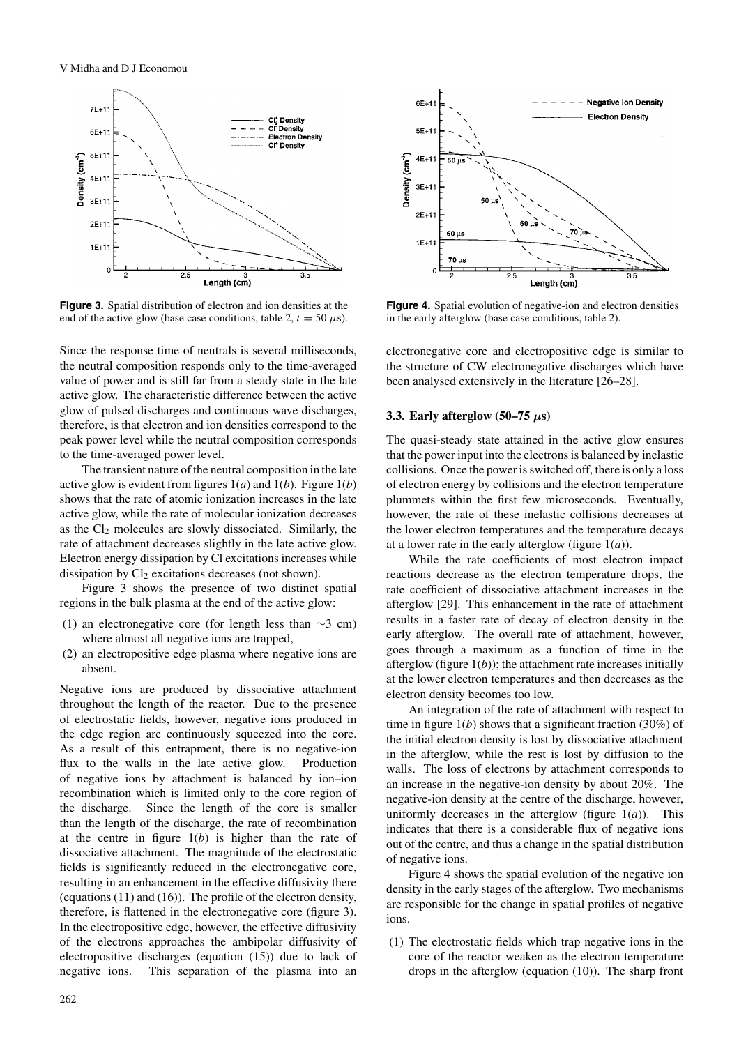**Figure 3.** Spatial distribution of electron and ion densities at the end of the active glow (base case conditions, table 2, $t = 50\ \mu$s).

**Figure 4.** Spatial evolution of negative-ion and electron densities in the early afterglow (base case conditions, table 2).

Since the response time of neutrals is several milliseconds, the neutral composition responds only to the time-averaged value of power and is still far from a steady state in the late active glow. The characteristic difference between the active glow of pulsed discharges and continuous wave discharges, therefore, is that electron and ion densities correspond to the peak power level while the neutral composition corresponds to the time-averaged power level.

The transient nature of the neutral composition in the late active glow is evident from figures 1(*a*) and 1(*b*). Figure 1(*b*) shows that the rate of atomic ionization increases in the late active glow, while the rate of molecular ionization decreases as the $Cl_2$ molecules are slowly dissociated. Similarly, the rate of attachment decreases slightly in the late active glow. Electron energy dissipation by Cl excitations increases while dissipation by $Cl_2$ excitations decreases (not shown).

Figure 3 shows the presence of two distinct spatial regions in the bulk plasma at the end of the active glow:

(1) an electronegative core (for length less than ∼3 cm) where almost all negative ions are trapped,
(2) an electropositive edge plasma where negative ions are absent.

Negative ions are produced by dissociative attachment throughout the length of the reactor. Due to the presence of electrostatic fields, however, negative ions produced in the edge region are continuously squeezed into the core. As a result of this entrapment, there is no negative-ion flux to the walls in the late active glow. Production of negative ions by attachment is balanced by ion–ion recombination which is limited only to the core region of the discharge. Since the length of the core is smaller than the length of the discharge, the rate of recombination at the centre in figure 1(*b*) is higher than the rate of dissociative attachment. The magnitude of the electrostatic fields is significantly reduced in the electronegative core, resulting in an enhancement in the effective diffusivity there (equations (11) and (16)). The profile of the electron density, therefore, is flattened in the electronegative core (figure 3). In the electropositive edge, however, the effective diffusivity of the electrons approaches the ambipolar diffusivity of electropositive discharges (equation (15)) due to lack of negative ions. This separation of the plasma into an electronegative core and electropositive edge is similar to the structure of CW electronegative discharges which have been analysed extensively in the literature [26–28].

### 3.3. Early afterglow (50–75 $\mu$s)

The quasi-steady state attained in the active glow ensures that the power input into the electrons is balanced by inelastic collisions. Once the power is switched off, there is only a loss of electron energy by collisions and the electron temperature plummets within the first few microseconds. Eventually, however, the rate of these inelastic collisions decreases at the lower electron temperatures and the temperature decays at a lower rate in the early afterglow (figure 1(*a*)).

While the rate coefficients of most electron impact reactions decrease as the electron temperature drops, the rate coefficient of dissociative attachment increases in the afterglow [29]. This enhancement in the rate of attachment results in a faster rate of decay of electron density in the early afterglow. The overall rate of attachment, however, goes through a maximum as a function of time in the afterglow (figure 1(*b*)); the attachment rate increases initially at the lower electron temperatures and then decreases as the electron density becomes too low.

An integration of the rate of attachment with respect to time in figure 1(*b*) shows that a significant fraction (30%) of the initial electron density is lost by dissociative attachment in the afterglow, while the rest is lost by diffusion to the walls. The loss of electrons by attachment corresponds to an increase in the negative-ion density by about 20%. The negative-ion density at the centre of the discharge, however, uniformly decreases in the afterglow (figure 1(*a*)). This indicates that there is a considerable flux of negative ions out of the centre, and thus a change in the spatial distribution of negative ions.

Figure 4 shows the spatial evolution of the negative ion density in the early stages of the afterglow. Two mechanisms are responsible for the change in spatial profiles of negative ions.

(1) The electrostatic fields which trap negative ions in the core of the reactor weaken as the electron temperature drops in the afterglow (equation (10)). The sharp front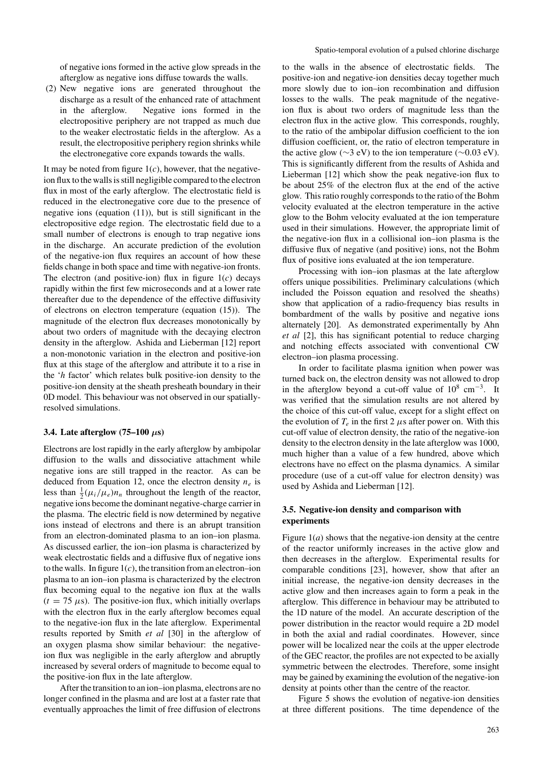of negative ions formed in the active glow spreads in the afterglow as negative ions diffuse towards the walls.

(2) New negative ions are generated throughout the discharge as a result of the enhanced rate of attachment in the afterglow. Negative ions formed in the electropositive periphery are not trapped as much due to the weaker electrostatic fields in the afterglow. As a result, the electropositive periphery region shrinks while the electronegative core expands towards the walls.

It may be noted from figure 1(*c*), however, that the negative-ion flux to the walls is still negligible compared to the electron flux in most of the early afterglow. The electrostatic field is reduced in the electronegative core due to the presence of negative ions (equation (11)), but is still significant in the electropositive edge region. The electrostatic field due to a small number of electrons is enough to trap negative ions in the discharge. An accurate prediction of the evolution of the negative-ion flux requires an account of how these fields change in both space and time with negative-ion fronts. The electron (and positive-ion) flux in figure 1(*c*) decays rapidly within the first few microseconds and at a lower rate thereafter due to the dependence of the effective diffusivity of electrons on electron temperature (equation (15)). The magnitude of the electron flux decreases monotonically by about two orders of magnitude with the decaying electron density in the afterglow. Ashida and Lieberman [12] report a non-monotonic variation in the electron and positive-ion flux at this stage of the afterglow and attribute it to a rise in the '*h* factor' which relates bulk positive-ion density to the positive-ion density at the sheath presheath boundary in their 0D model. This behaviour was not observed in our spatially-resolved simulations.

### 3.4. Late afterglow (75–100 $\mu$s)

Electrons are lost rapidly in the early afterglow by ambipolar diffusion to the walls and dissociative attachment while negative ions are still trapped in the reactor. As can be deduced from Equation 12, once the electron density $n_e$ is less than $\frac{1}{2}(\mu_i/\mu_e)n_n$ throughout the length of the reactor, negative ions become the dominant negative-charge carrier in the plasma. The electric field is now determined by negative ions instead of electrons and there is an abrupt transition from an electron-dominated plasma to an ion–ion plasma. As discussed earlier, the ion–ion plasma is characterized by weak electrostatic fields and a diffusive flux of negative ions to the walls. In figure 1(*c*), the transition from an electron–ion plasma to an ion–ion plasma is characterized by the electron flux becoming equal to the negative ion flux at the walls ($t = 75$ $\mu$s). The positive-ion flux, which initially overlaps with the electron flux in the early afterglow becomes equal to the negative-ion flux in the late afterglow. Experimental results reported by Smith *et al* [30] in the afterglow of an oxygen plasma show similar behaviour: the negative-ion flux was negligible in the early afterglow and abruptly increased by several orders of magnitude to become equal to the positive-ion flux in the late afterglow.

After the transition to an ion–ion plasma, electrons are no longer confined in the plasma and are lost at a faster rate that eventually approaches the limit of free diffusion of electrons to the walls in the absence of electrostatic fields. The positive-ion and negative-ion densities decay together much more slowly due to ion–ion recombination and diffusion losses to the walls. The peak magnitude of the negative-ion flux is about two orders of magnitude less than the electron flux in the active glow. This corresponds, roughly, to the ratio of the ambipolar diffusion coefficient to the ion diffusion coefficient, or, the ratio of electron temperature in the active glow ($\sim$3 eV) to the ion temperature ($\sim$0.03 eV). This is significantly different from the results of Ashida and Lieberman [12] which show the peak negative-ion flux to be about 25% of the electron flux at the end of the active glow. This ratio roughly corresponds to the ratio of the Bohm velocity evaluated at the electron temperature in the active glow to the Bohm velocity evaluated at the ion temperature used in their simulations. However, the appropriate limit of the negative-ion flux in a collisional ion–ion plasma is the diffusive flux of negative (and positive) ions, not the Bohm flux of positive ions evaluated at the ion temperature.

Processing with ion–ion plasmas at the late afterglow offers unique possibilities. Preliminary calculations (which included the Poisson equation and resolved the sheaths) show that application of a radio-frequency bias results in bombardment of the walls by positive and negative ions alternately [20]. As demonstrated experimentally by Ahn *et al* [2], this has significant potential to reduce charging and notching effects associated with conventional CW electron–ion plasma processing.

In order to facilitate plasma ignition when power was turned back on, the electron density was not allowed to drop in the afterglow beyond a cut-off value of $10^8$ cm$^{-3}$. It was verified that the simulation results are not altered by the choice of this cut-off value, except for a slight effect on the evolution of $T_e$ in the first 2 $\mu$s after power on. With this cut-off value of electron density, the ratio of the negative-ion density to the electron density in the late afterglow was 1000, much higher than a value of a few hundred, above which electrons have no effect on the plasma dynamics. A similar procedure (use of a cut-off value for electron density) was used by Ashida and Lieberman [12].

### 3.5. Negative-ion density and comparison with experiments

Figure 1(*a*) shows that the negative-ion density at the centre of the reactor uniformly increases in the active glow and then decreases in the afterglow. Experimental results for comparable conditions [23], however, show that after an initial increase, the negative-ion density decreases in the active glow and then increases again to form a peak in the afterglow. This difference in behaviour may be attributed to the 1D nature of the model. An accurate description of the power distribution in the reactor would require a 2D model in both the axial and radial coordinates. However, since power will be localized near the coils at the upper electrode of the GEC reactor, the profiles are not expected to be axially symmetric between the electrodes. Therefore, some insight may be gained by examining the evolution of the negative-ion density at points other than the centre of the reactor.

Figure 5 shows the evolution of negative-ion densities at three different positions. The time dependence of the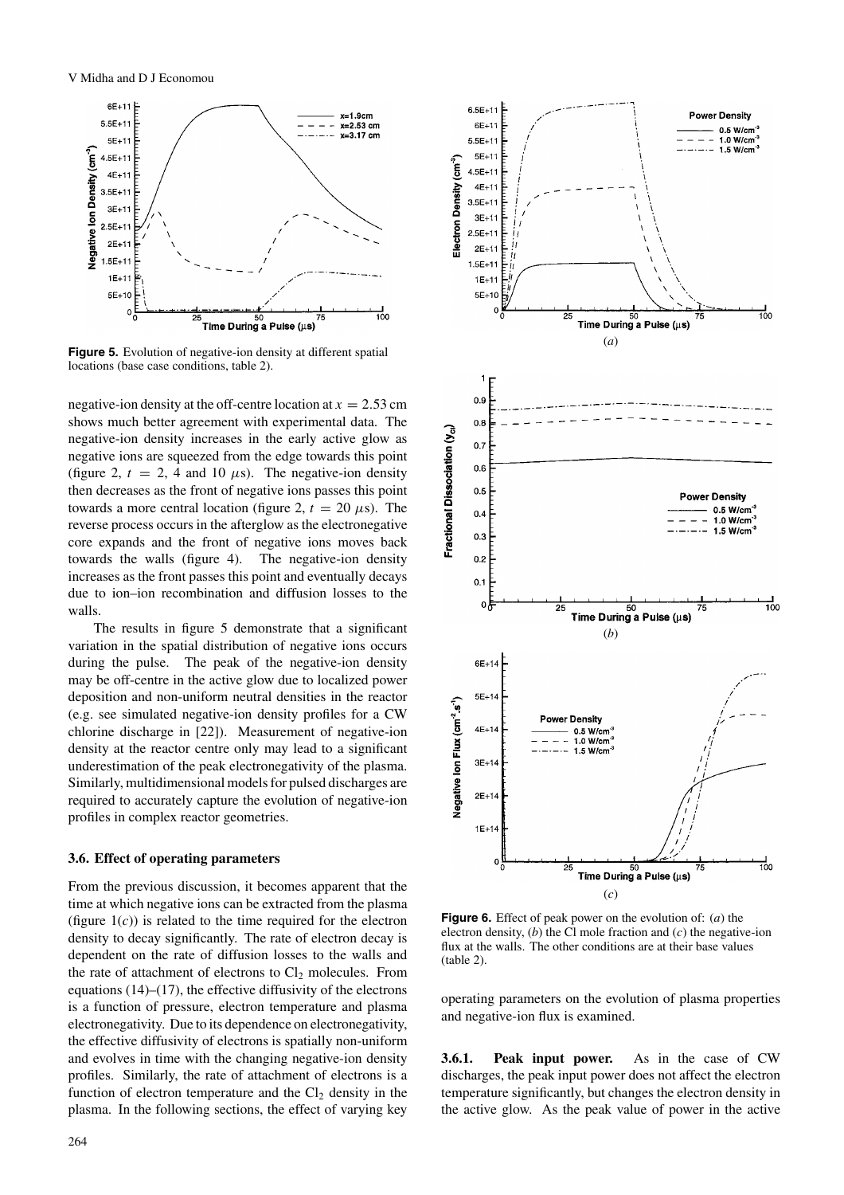**Figure 5.** Evolution of negative-ion density at different spatial locations (base case conditions, table 2).

negative-ion density at the off-centre location at $x = 2.53$ cm shows much better agreement with experimental data. The negative-ion density increases in the early active glow as negative ions are squeezed from the edge towards this point (figure 2, $t = 2$, 4 and 10 $\mu$s). The negative-ion density then decreases as the front of negative ions passes this point towards a more central location (figure 2, $t = 20$ $\mu$s). The reverse process occurs in the afterglow as the electronegative core expands and the front of negative ions moves back towards the walls (figure 4). The negative-ion density increases as the front passes this point and eventually decays due to ion–ion recombination and diffusion losses to the walls.

The results in figure 5 demonstrate that a significant variation in the spatial distribution of negative ions occurs during the pulse. The peak of the negative-ion density may be off-centre in the active glow due to localized power deposition and non-uniform neutral densities in the reactor (e.g. see simulated negative-ion density profiles for a CW chlorine discharge in [22]). Measurement of negative-ion density at the reactor centre only may lead to a significant underestimation of the peak electronegativity of the plasma. Similarly, multidimensional models for pulsed discharges are required to accurately capture the evolution of negative-ion profiles in complex reactor geometries.

### 3.6. Effect of operating parameters

From the previous discussion, it becomes apparent that the time at which negative ions can be extracted from the plasma (figure 1(*c*)) is related to the time required for the electron density to decay significantly. The rate of electron decay is dependent on the rate of diffusion losses to the walls and the rate of attachment of electrons to $Cl_2$ molecules. From equations (14)–(17), the effective diffusivity of the electrons is a function of pressure, electron temperature and plasma electronegativity. Due to its dependence on electronegativity, the effective diffusivity of electrons is spatially non-uniform and evolves in time with the changing negative-ion density profiles. Similarly, the rate of attachment of electrons is a function of electron temperature and the $Cl_2$ density in the plasma. In the following sections, the effect of varying key operating parameters on the evolution of plasma properties and negative-ion flux is examined.

**Figure 6.** Effect of peak power on the evolution of: (*a*) the electron density, (*b*) the Cl mole fraction and (*c*) the negative-ion flux at the walls. The other conditions are at their base values (table 2).

#### 3.6.1. Peak input power.

As in the case of CW discharges, the peak input power does not affect the electron temperature significantly, but changes the electron density in the active glow. As the peak value of power in the active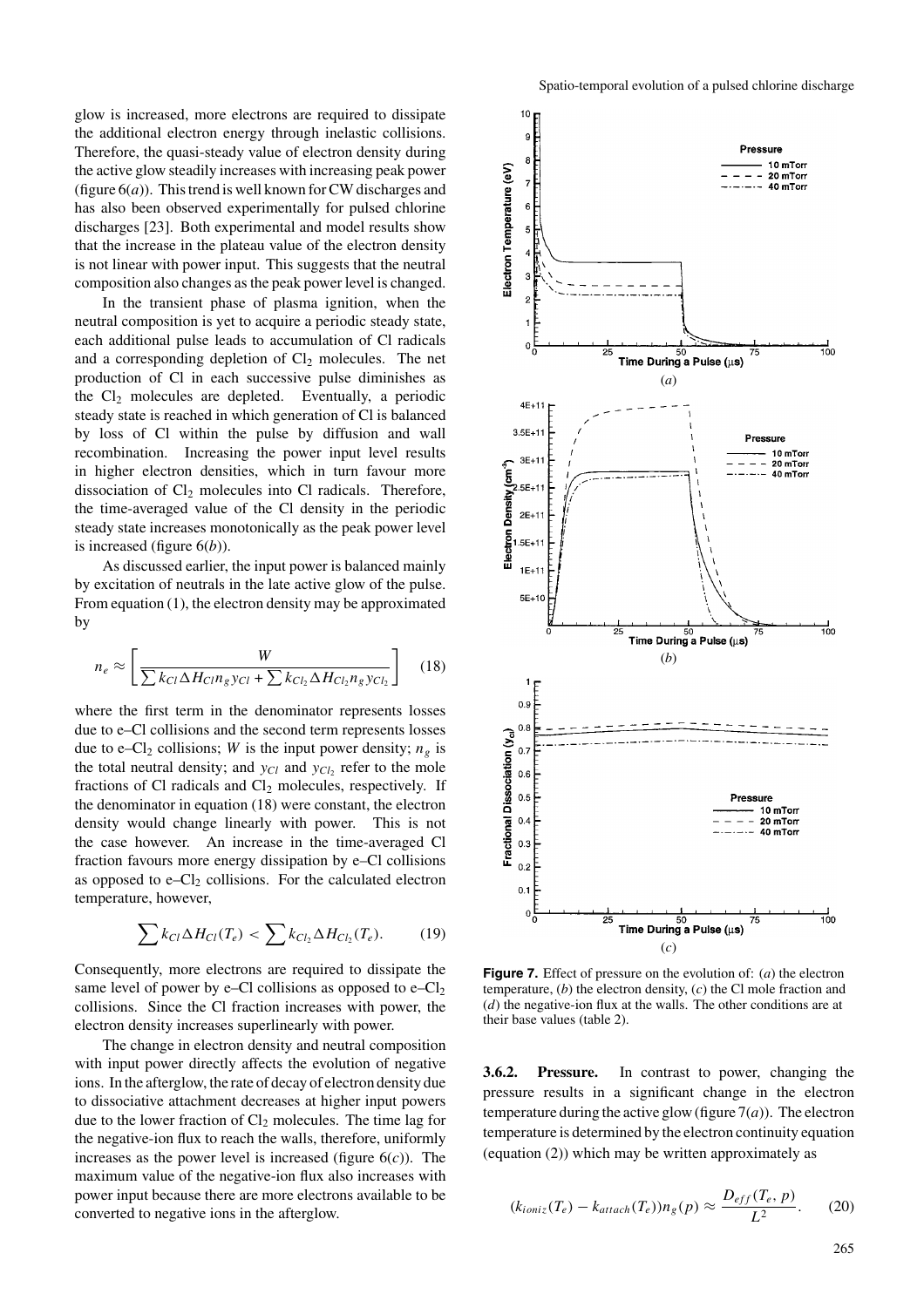glow is increased, more electrons are required to dissipate the additional electron energy through inelastic collisions. Therefore, the quasi-steady value of electron density during the active glow steadily increases with increasing peak power (figure 6(*a*)). This trend is well known for CW discharges and has also been observed experimentally for pulsed chlorine discharges [23]. Both experimental and model results show that the increase in the plateau value of the electron density is not linear with power input. This suggests that the neutral composition also changes as the peak power level is changed.

In the transient phase of plasma ignition, when the neutral composition is yet to acquire a periodic steady state, each additional pulse leads to accumulation of Cl radicals and a corresponding depletion of $Cl_2$ molecules. The net production of Cl in each successive pulse diminishes as the $Cl_2$ molecules are depleted. Eventually, a periodic steady state is reached in which generation of Cl is balanced by loss of Cl within the pulse by diffusion and wall recombination. Increasing the power input level results in higher electron densities, which in turn favour more dissociation of $Cl_2$ molecules into Cl radicals. Therefore, the time-averaged value of the Cl density in the periodic steady state increases monotonically as the peak power level is increased (figure 6(*b*)).

As discussed earlier, the input power is balanced mainly by excitation of neutrals in the late active glow of the pulse. From equation (1), the electron density may be approximated by

$$n_e \approx \left[\frac{W}{\sum k_{Cl}\Delta H_{Cl} n_g y_{Cl} + \sum k_{Cl_2}\Delta H_{Cl_2} n_g y_{Cl_2}}\right] \quad (18)$$

where the first term in the denominator represents losses due to e–Cl collisions and the second term represents losses due to e–$Cl_2$ collisions; $W$ is the input power density; $n_g$ is the total neutral density; and $y_{Cl}$ and $y_{Cl_2}$ refer to the mole fractions of Cl radicals and $Cl_2$ molecules, respectively. If the denominator in equation (18) were constant, the electron density would change linearly with power. This is not the case however. An increase in the time-averaged Cl fraction favours more energy dissipation by e–Cl collisions as opposed to e–$Cl_2$ collisions. For the calculated electron temperature, however,

$$\sum k_{Cl}\Delta H_{Cl}(T_e) < \sum k_{Cl_2}\Delta H_{Cl_2}(T_e). \quad (19)$$

Consequently, more electrons are required to dissipate the same level of power by e–Cl collisions as opposed to e–$Cl_2$ collisions. Since the Cl fraction increases with power, the electron density increases superlinearly with power.

The change in electron density and neutral composition with input power directly affects the evolution of negative ions. In the afterglow, the rate of decay of electron density due to dissociative attachment decreases at higher input powers due to the lower fraction of $Cl_2$ molecules. The time lag for the negative-ion flux to reach the walls, therefore, uniformly increases as the power level is increased (figure 6(*c*)). The maximum value of the negative-ion flux also increases with power input because there are more electrons available to be converted to negative ions in the afterglow.

**Figure 7.** Effect of pressure on the evolution of: (*a*) the electron temperature, (*b*) the electron density, (*c*) the Cl mole fraction and (*d*) the negative-ion flux at the walls. The other conditions are at their base values (table 2).

**3.6.2. Pressure.** In contrast to power, changing the pressure results in a significant change in the electron temperature during the active glow (figure 7(*a*)). The electron temperature is determined by the electron continuity equation (equation (2)) which may be written approximately as

$$(k_{ioniz}(T_e) - k_{attach}(T_e))n_g(p) \approx \frac{D_{eff}(T_e, p)}{L^2}. \quad (20)$$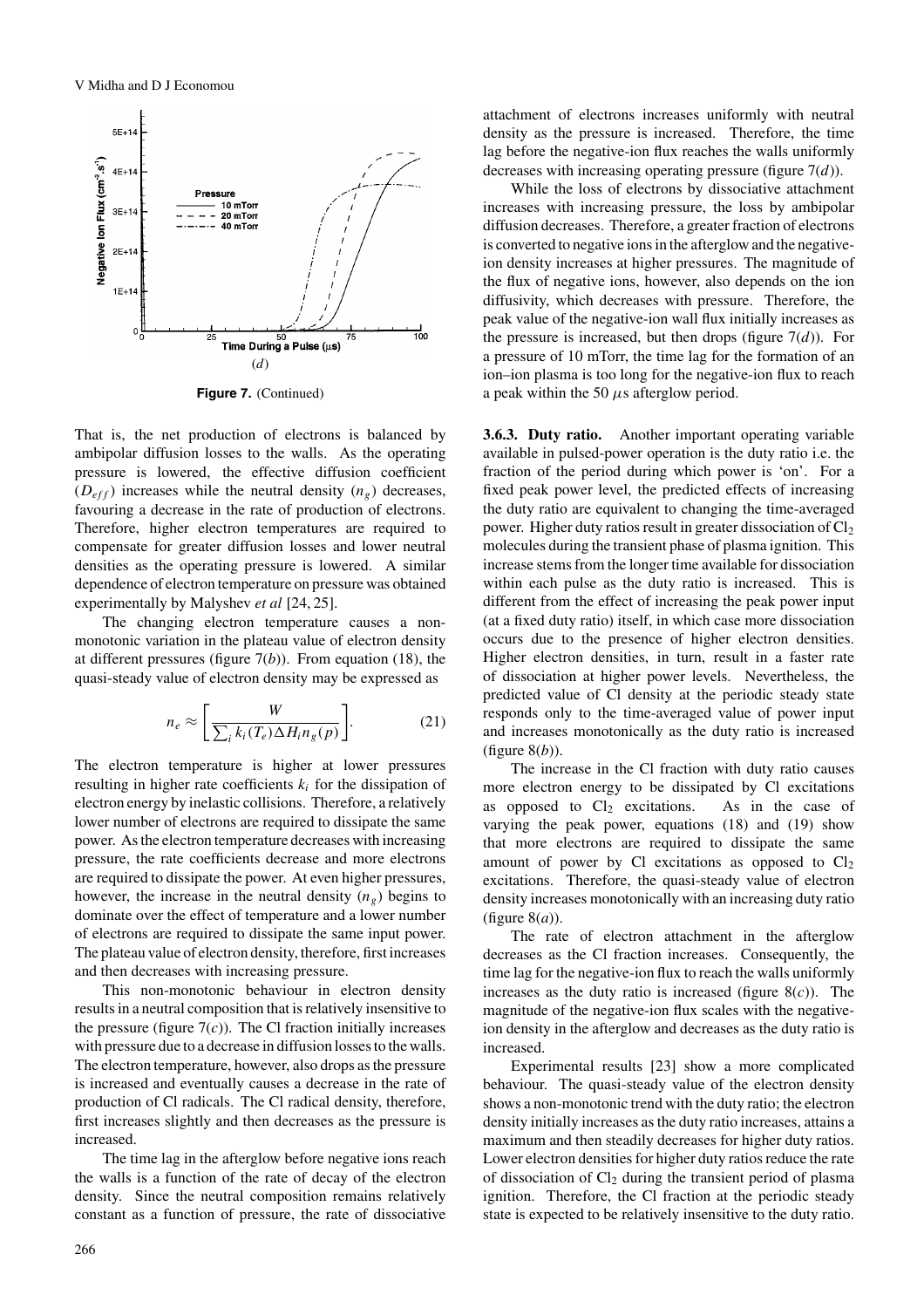(d)

**Figure 7.** (Continued)

That is, the net production of electrons is balanced by ambipolar diffusion losses to the walls. As the operating pressure is lowered, the effective diffusion coefficient ($D_{eff}$) increases while the neutral density ($n_g$) decreases, favouring a decrease in the rate of production of electrons. Therefore, higher electron temperatures are required to compensate for greater diffusion losses and lower neutral densities as the operating pressure is lowered. A similar dependence of electron temperature on pressure was obtained experimentally by Malyshev *et al* [24, 25].

The changing electron temperature causes a non-monotonic variation in the plateau value of electron density at different pressures (figure 7(*b*)). From equation (18), the quasi-steady value of electron density may be expressed as

$$n_e \approx \left[ \frac{W}{\sum_i k_i(T_e)\Delta H_i n_g(p)} \right]. \tag{21}$$

The electron temperature is higher at lower pressures resulting in higher rate coefficients $k_i$ for the dissipation of electron energy by inelastic collisions. Therefore, a relatively lower number of electrons are required to dissipate the same power. As the electron temperature decreases with increasing pressure, the rate coefficients decrease and more electrons are required to dissipate the power. At even higher pressures, however, the increase in the neutral density ($n_g$) begins to dominate over the effect of temperature and a lower number of electrons are required to dissipate the same input power. The plateau value of electron density, therefore, first increases and then decreases with increasing pressure.

This non-monotonic behaviour in electron density results in a neutral composition that is relatively insensitive to the pressure (figure 7(*c*)). The Cl fraction initially increases with pressure due to a decrease in diffusion losses to the walls. The electron temperature, however, also drops as the pressure is increased and eventually causes a decrease in the rate of production of Cl radicals. The Cl radical density, therefore, first increases slightly and then decreases as the pressure is increased.

The time lag in the afterglow before negative ions reach the walls is a function of the rate of decay of the electron density. Since the neutral composition remains relatively constant as a function of pressure, the rate of dissociative attachment of electrons increases uniformly with neutral density as the pressure is increased. Therefore, the time lag before the negative-ion flux reaches the walls uniformly decreases with increasing operating pressure (figure 7(*d*)).

While the loss of electrons by dissociative attachment increases with increasing pressure, the loss by ambipolar diffusion decreases. Therefore, a greater fraction of electrons is converted to negative ions in the afterglow and the negative-ion density increases at higher pressures. The magnitude of the flux of negative ions, however, also depends on the ion diffusivity, which decreases with pressure. Therefore, the peak value of the negative-ion wall flux initially increases as the pressure is increased, but then drops (figure 7(*d*)). For a pressure of 10 mTorr, the time lag for the formation of an ion–ion plasma is too long for the negative-ion flux to reach a peak within the 50 $\mu$s afterglow period.

### 3.6.3. Duty ratio.

Another important operating variable available in pulsed-power operation is the duty ratio i.e. the fraction of the period during which power is 'on'. For a fixed peak power level, the predicted effects of increasing the duty ratio are equivalent to changing the time-averaged power. Higher duty ratios result in greater dissociation of $Cl_2$ molecules during the transient phase of plasma ignition. This increase stems from the longer time available for dissociation within each pulse as the duty ratio is increased. This is different from the effect of increasing the peak power input (at a fixed duty ratio) itself, in which case more dissociation occurs due to the presence of higher electron densities. Higher electron densities, in turn, result in a faster rate of dissociation at higher power levels. Nevertheless, the predicted value of Cl density at the periodic steady state responds only to the time-averaged value of power input and increases monotonically as the duty ratio is increased (figure 8(*b*)).

The increase in the Cl fraction with duty ratio causes more electron energy to be dissipated by Cl excitations as opposed to $Cl_2$ excitations. As in the case of varying the peak power, equations (18) and (19) show that more electrons are required to dissipate the same amount of power by Cl excitations as opposed to $Cl_2$ excitations. Therefore, the quasi-steady value of electron density increases monotonically with an increasing duty ratio (figure 8(*a*)).

The rate of electron attachment in the afterglow decreases as the Cl fraction increases. Consequently, the time lag for the negative-ion flux to reach the walls uniformly increases as the duty ratio is increased (figure 8(*c*)). The magnitude of the negative-ion flux scales with the negative-ion density in the afterglow and decreases as the duty ratio is increased.

Experimental results [23] show a more complicated behaviour. The quasi-steady value of the electron density shows a non-monotonic trend with the duty ratio; the electron density initially increases as the duty ratio increases, attains a maximum and then steadily decreases for higher duty ratios. Lower electron densities for higher duty ratios reduce the rate of dissociation of $Cl_2$ during the transient period of plasma ignition. Therefore, the Cl fraction at the periodic steady state is expected to be relatively insensitive to the duty ratio.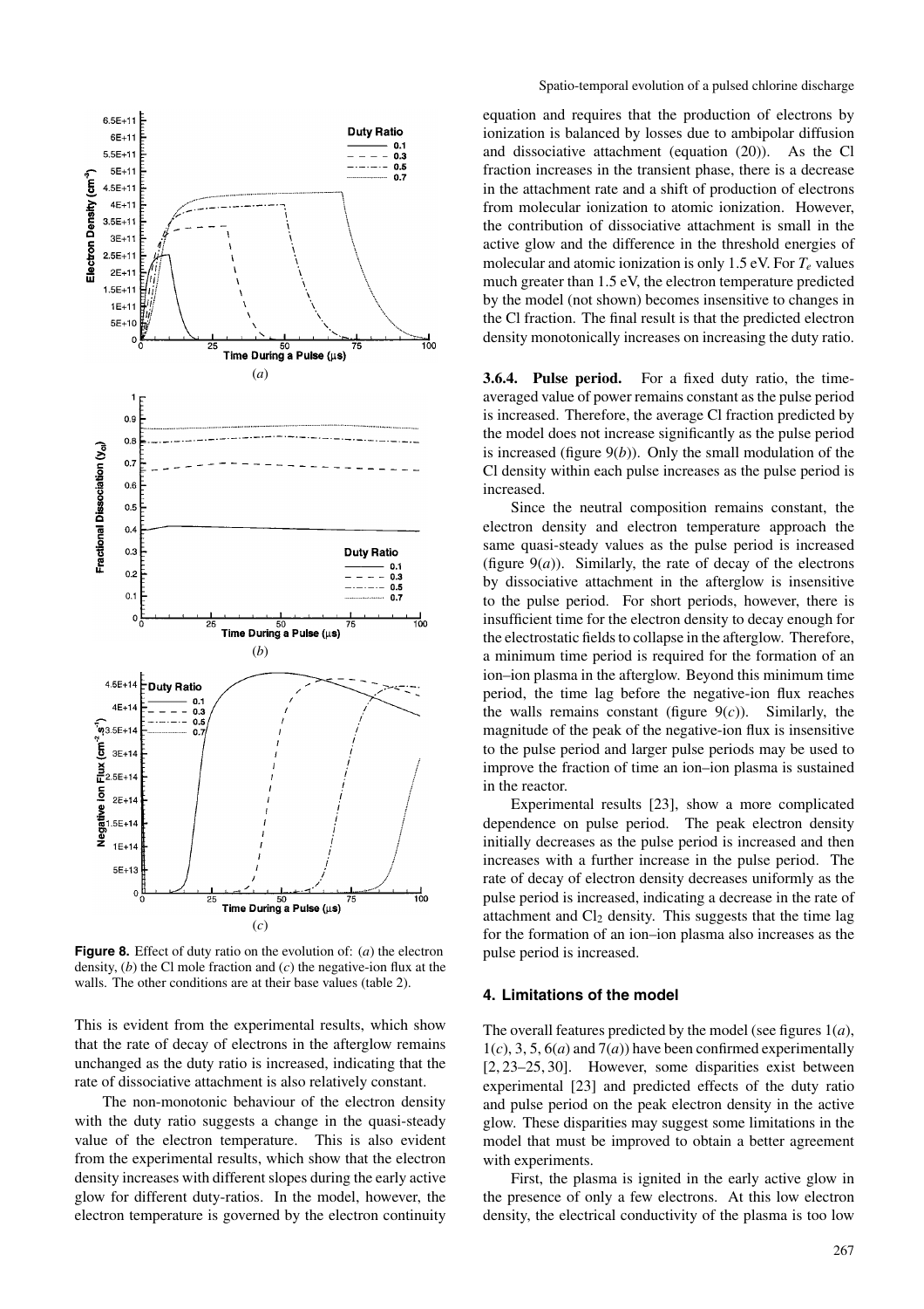**Figure 8.** Effect of duty ratio on the evolution of: (*a*) the electron density, (*b*) the Cl mole fraction and (*c*) the negative-ion flux at the walls. The other conditions are at their base values (table 2).

This is evident from the experimental results, which show that the rate of decay of electrons in the afterglow remains unchanged as the duty ratio is increased, indicating that the rate of dissociative attachment is also relatively constant.

The non-monotonic behaviour of the electron density with the duty ratio suggests a change in the quasi-steady value of the electron temperature. This is also evident from the experimental results, which show that the electron density increases with different slopes during the early active glow for different duty-ratios. In the model, however, the electron temperature is governed by the electron continuity equation and requires that the production of electrons by ionization is balanced by losses due to ambipolar diffusion and dissociative attachment (equation (20)). As the Cl fraction increases in the transient phase, there is a decrease in the attachment rate and a shift of production of electrons from molecular ionization to atomic ionization. However, the contribution of dissociative attachment is small in the active glow and the difference in the threshold energies of molecular and atomic ionization is only 1.5 eV. For $T_e$ values much greater than 1.5 eV, the electron temperature predicted by the model (not shown) becomes insensitive to changes in the Cl fraction. The final result is that the predicted electron density monotonically increases on increasing the duty ratio.

**3.6.4. Pulse period.** For a fixed duty ratio, the time-averaged value of power remains constant as the pulse period is increased. Therefore, the average Cl fraction predicted by the model does not increase significantly as the pulse period is increased (figure 9(*b*)). Only the small modulation of the Cl density within each pulse increases as the pulse period is increased.

Since the neutral composition remains constant, the electron density and electron temperature approach the same quasi-steady values as the pulse period is increased (figure 9(*a*)). Similarly, the rate of decay of the electrons by dissociative attachment in the afterglow is insensitive to the pulse period. For short periods, however, there is insufficient time for the electron density to decay enough for the electrostatic fields to collapse in the afterglow. Therefore, a minimum time period is required for the formation of an ion–ion plasma in the afterglow. Beyond this minimum time period, the time lag before the negative-ion flux reaches the walls remains constant (figure 9(*c*)). Similarly, the magnitude of the peak of the negative-ion flux is insensitive to the pulse period and larger pulse periods may be used to improve the fraction of time an ion–ion plasma is sustained in the reactor.

Experimental results [23], show a more complicated dependence on pulse period. The peak electron density initially decreases as the pulse period is increased and then increases with a further increase in the pulse period. The rate of decay of electron density decreases uniformly as the pulse period is increased, indicating a decrease in the rate of attachment and $Cl_2$ density. This suggests that the time lag for the formation of an ion–ion plasma also increases as the pulse period is increased.

## 4. Limitations of the model

The overall features predicted by the model (see figures 1(*a*), 1(*c*), 3, 5, 6(*a*) and 7(*a*)) have been confirmed experimentally [2, 23–25, 30]. However, some disparities exist between experimental [23] and predicted effects of the duty ratio and pulse period on the peak electron density in the active glow. These disparities may suggest some limitations in the model that must be improved to obtain a better agreement with experiments.

First, the plasma is ignited in the early active glow in the presence of only a few electrons. At this low electron density, the electrical conductivity of the plasma is too low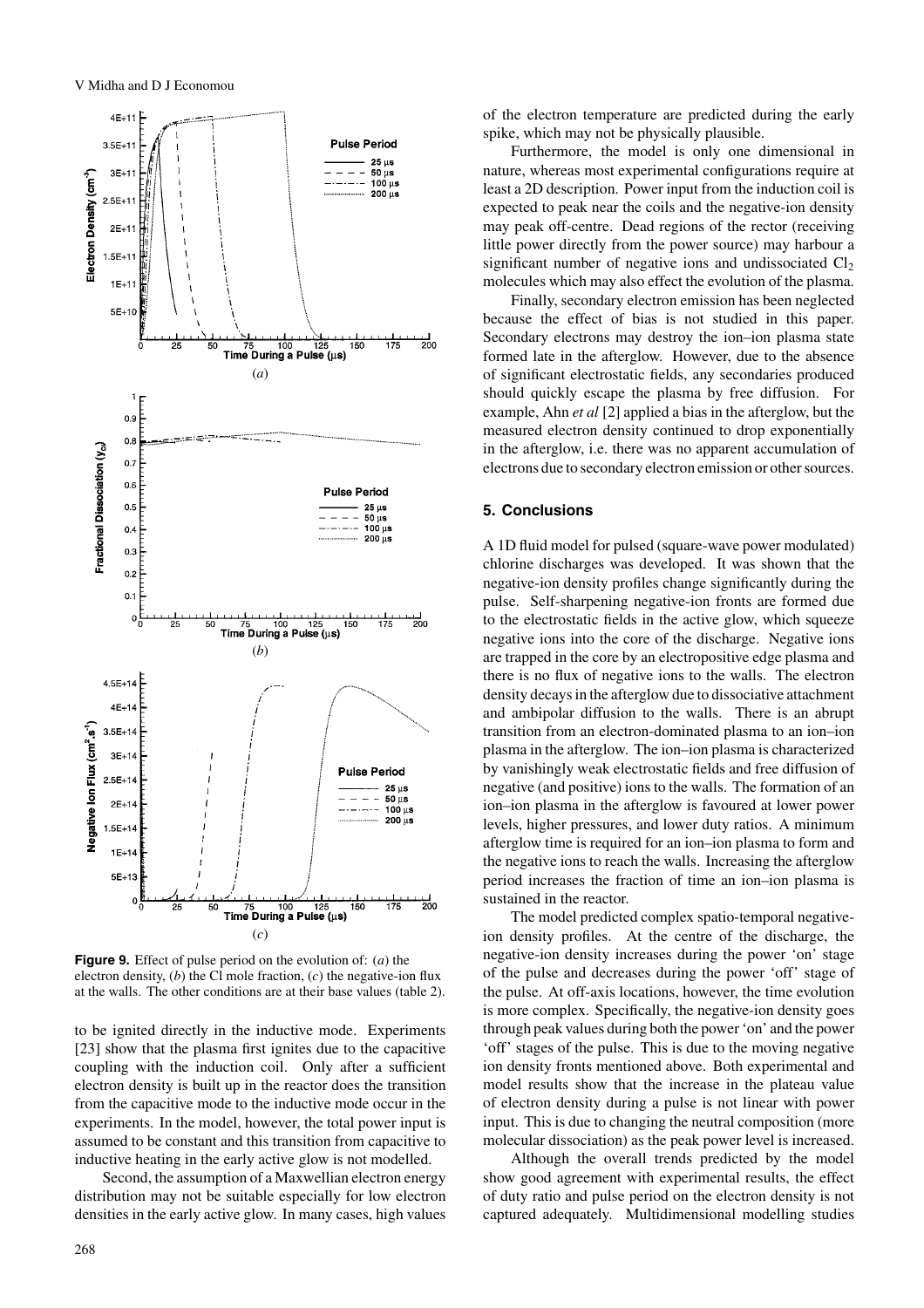4E+11
3.5E+11
3E+11
2.5E+11
2E+11
1.5E+11
1E+11
5E+10
0

Electron Density (cm$^{-3}$)

Pulse Period
25 μs
50 μs
100 μs
200 μs

0 25 50 75 100 125 150 175 200
Time During a Pulse (μs)

(*a*)

1
0.9
0.8
0.7
0.6
0.5
0.4
0.3
0.2
0.1
0

Fractional Dissociation ($y_{cl}$)

Pulse Period
25 μs
50 μs
100 μs
200 μs

0 25 50 75 100 125 150 175 200
Time During a Pulse (μs)

(*b*)

4.5E+14
4E+14
3.5E+14
3E+14
2.5E+14
2E+14
1.5E+14
1E+14
5E+13
0

Negative Ion Flux (cm$^{-2}$.s$^{-1}$)

Pulse Period
25 μs
50 μs
100 μs
200 μs

0 25 50 75 100 125 150 175 200
Time During a Pulse (μs)

(*c*)

**Figure 9.** Effect of pulse period on the evolution of: (*a*) the electron density, (*b*) the Cl mole fraction, (*c*) the negative-ion flux at the walls. The other conditions are at their base values (table 2).

to be ignited directly in the inductive mode. Experiments [23] show that the plasma first ignites due to the capacitive coupling with the induction coil. Only after a sufficient electron density is built up in the reactor does the transition from the capacitive mode to the inductive mode occur in the experiments. In the model, however, the total power input is assumed to be constant and this transition from capacitive to inductive heating in the early active glow is not modelled.

Second, the assumption of a Maxwellian electron energy distribution may not be suitable especially for low electron densities in the early active glow. In many cases, high values of the electron temperature are predicted during the early spike, which may not be physically plausible.

Furthermore, the model is only one dimensional in nature, whereas most experimental configurations require at least a 2D description. Power input from the induction coil is expected to peak near the coils and the negative-ion density may peak off-centre. Dead regions of the rector (receiving little power directly from the power source) may harbour a significant number of negative ions and undissociated $Cl_2$ molecules which may also effect the evolution of the plasma.

Finally, secondary electron emission has been neglected because the effect of bias is not studied in this paper. Secondary electrons may destroy the ion–ion plasma state formed late in the afterglow. However, due to the absence of significant electrostatic fields, any secondaries produced should quickly escape the plasma by free diffusion. For example, Ahn *et al* [2] applied a bias in the afterglow, but the measured electron density continued to drop exponentially in the afterglow, i.e. there was no apparent accumulation of electrons due to secondary electron emission or other sources.

## 5. Conclusions

A 1D fluid model for pulsed (square-wave power modulated) chlorine discharges was developed. It was shown that the negative-ion density profiles change significantly during the pulse. Self-sharpening negative-ion fronts are formed due to the electrostatic fields in the active glow, which squeeze negative ions into the core of the discharge. Negative ions are trapped in the core by an electropositive edge plasma and there is no flux of negative ions to the walls. The electron density decays in the afterglow due to dissociative attachment and ambipolar diffusion to the walls. There is an abrupt transition from an electron-dominated plasma to an ion–ion plasma in the afterglow. The ion–ion plasma is characterized by vanishingly weak electrostatic fields and free diffusion of negative (and positive) ions to the walls. The formation of an ion–ion plasma in the afterglow is favoured at lower power levels, higher pressures, and lower duty ratios. A minimum afterglow time is required for an ion–ion plasma to form and the negative ions to reach the walls. Increasing the afterglow period increases the fraction of time an ion–ion plasma is sustained in the reactor.

The model predicted complex spatio-temporal negative-ion density profiles. At the centre of the discharge, the negative-ion density increases during the power 'on' stage of the pulse and decreases during the power 'off' stage of the pulse. At off-axis locations, however, the time evolution is more complex. Specifically, the negative-ion density goes through peak values during both the power 'on' and the power 'off' stages of the pulse. This is due to the moving negative ion density fronts mentioned above. Both experimental and model results show that the increase in the plateau value of electron density during a pulse is not linear with power input. This is due to changing the neutral composition (more molecular dissociation) as the peak power level is increased.

Although the overall trends predicted by the model show good agreement with experimental results, the effect of duty ratio and pulse period on the electron density is not captured adequately. Multidimensional modelling studies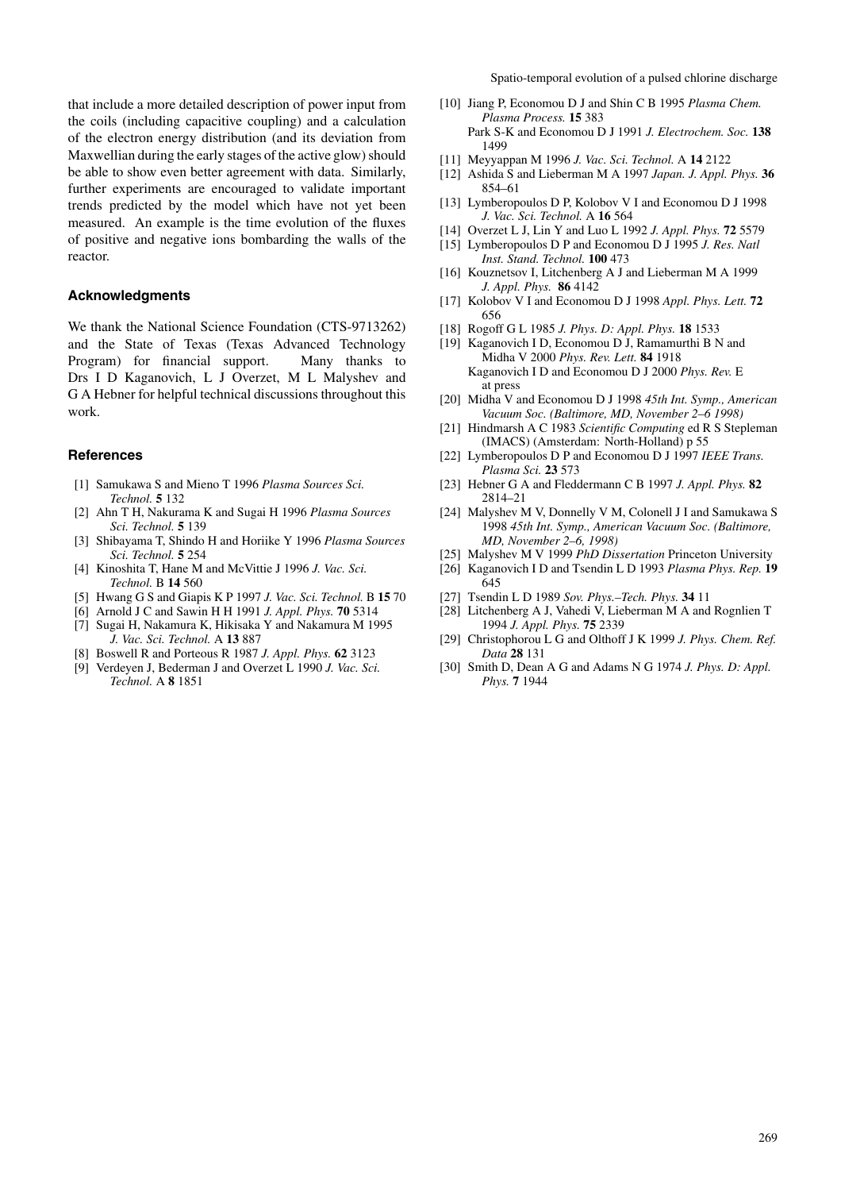that include a more detailed description of power input from the coils (including capacitive coupling) and a calculation of the electron energy distribution (and its deviation from Maxwellian during the early stages of the active glow) should be able to show even better agreement with data. Similarly, further experiments are encouraged to validate important trends predicted by the model which have not yet been measured. An example is the time evolution of the fluxes of positive and negative ions bombarding the walls of the reactor.

## Acknowledgments

We thank the National Science Foundation (CTS-9713262) and the State of Texas (Texas Advanced Technology Program) for financial support. Many thanks to Drs I D Kaganovich, L J Overzet, M L Malyshev and G A Hebner for helpful technical discussions throughout this work.

## References

[1] Samukawa S and Mieno T 1996 *Plasma Sources Sci. Technol.* **5** 132

[2] Ahn T H, Nakurama K and Sugai H 1996 *Plasma Sources Sci. Technol.* **5** 139

[3] Shibayama T, Shindo H and Horiike Y 1996 *Plasma Sources Sci. Technol.* **5** 254

[4] Kinoshita T, Hane M and McVittie J 1996 *J. Vac. Sci. Technol.* B **14** 560

[5] Hwang G S and Giapis K P 1997 *J. Vac. Sci. Technol.* B **15** 70

[6] Arnold J C and Sawin H H 1991 *J. Appl. Phys.* **70** 5314

[7] Sugai H, Nakamura K, Hikisaka Y and Nakamura M 1995 *J. Vac. Sci. Technol.* A **13** 887

[8] Boswell R and Porteous R 1987 *J. Appl. Phys.* **62** 3123

[9] Verdeyen J, Bederman J and Overzet L 1990 *J. Vac. Sci. Technol.* A **8** 1851

[10] Jiang P, Economou D J and Shin C B 1995 *Plasma Chem. Plasma Process.* **15** 383
Park S-K and Economou D J 1991 *J. Electrochem. Soc.* **138** 1499

[11] Meyyappan M 1996 *J. Vac. Sci. Technol.* A **14** 2122

[12] Ashida S and Lieberman M A 1997 *Japan. J. Appl. Phys.* **36** 854–61

[13] Lymberopoulos D P, Kolobov V I and Economou D J 1998 *J. Vac. Sci. Technol.* A **16** 564

[14] Overzet L J, Lin Y and Luo L 1992 *J. Appl. Phys.* **72** 5579

[15] Lymberopoulos D P and Economou D J 1995 *J. Res. Natl Inst. Stand. Technol.* **100** 473

[16] Kouznetsov I, Litchenberg A J and Lieberman M A 1999 *J. Appl. Phys.* **86** 4142

[17] Kolobov V I and Economou D J 1998 *Appl. Phys. Lett.* **72** 656

[18] Rogoff G L 1985 *J. Phys. D: Appl. Phys.* **18** 1533

[19] Kaganovich I D, Economou D J, Ramamurthi B N and Midha V 2000 *Phys. Rev. Lett.* **84** 1918
Kaganovich I D and Economou D J 2000 *Phys. Rev.* E at press

[20] Midha V and Economou D J 1998 *45th Int. Symp., American Vacuum Soc. (Baltimore, MD, November 2–6 1998)*

[21] Hindmarsh A C 1983 *Scientific Computing* ed R S Stepleman (IMACS) (Amsterdam: North-Holland) p 55

[22] Lymberopoulos D P and Economou D J 1997 *IEEE Trans. Plasma Sci.* **23** 573

[23] Hebner G A and Fleddermann C B 1997 *J. Appl. Phys.* **82** 2814–21

[24] Malyshev M V, Donnelly V M, Colonell J I and Samukawa S 1998 *45th Int. Symp., American Vacuum Soc. (Baltimore, MD, November 2–6, 1998)*

[25] Malyshev M V 1999 *PhD Dissertation* Princeton University

[26] Kaganovich I D and Tsendin L D 1993 *Plasma Phys. Rep.* **19** 645

[27] Tsendin L D 1989 *Sov. Phys.–Tech. Phys.* **34** 11

[28] Litchenberg A J, Vahedi V, Lieberman M A and Rognlien T 1994 *J. Appl. Phys.* **75** 2339

[29] Christophorou L G and Olthoff J K 1999 *J. Phys. Chem. Ref. Data* **28** 131

[30] Smith D, Dean A G and Adams N G 1974 *J. Phys. D: Appl. Phys.* **7** 1944